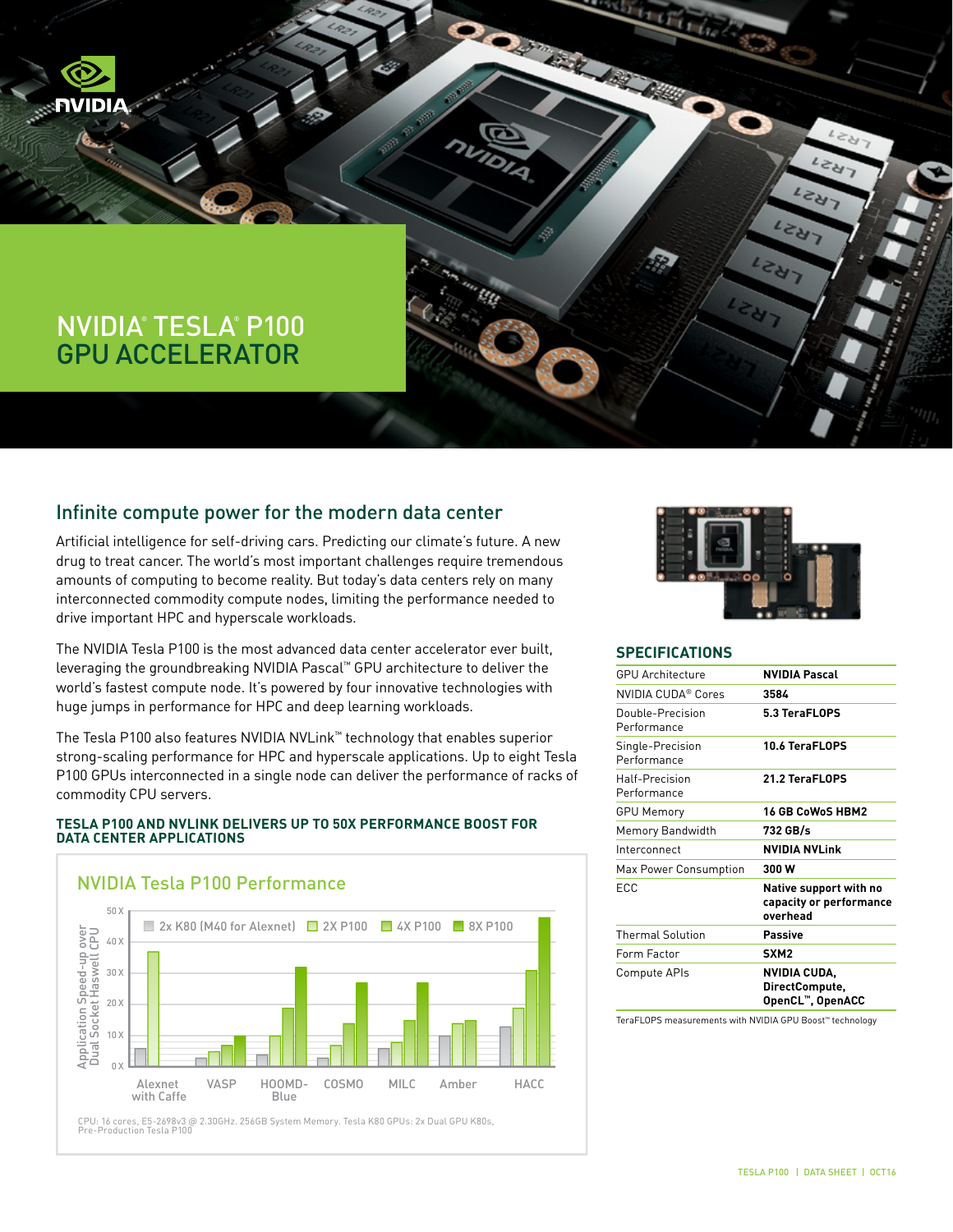# NVIDIA® TESLA® P100 GPU ACCELERATOR

## Infinite compute power for the modern data center

Artificial intelligence for self-driving cars. Predicting our climate's future. A new drug to treat cancer. The world's most important challenges require tremendous amounts of computing to become reality. But today's data centers rely on many interconnected commodity compute nodes, limiting the performance needed to drive important HPC and hyperscale workloads.

The NVIDIA Tesla P100 is the most advanced data center accelerator ever built, leveraging the groundbreaking NVIDIA Pascal™ GPU architecture to deliver the world's fastest compute node. It's powered by four innovative technologies with huge jumps in performance for HPC and deep learning workloads.

The Tesla P100 also features NVIDIA NVLink™ technology that enables superior strong-scaling performance for HPC and hyperscale applications. Up to eight Tesla P100 GPUs interconnected in a single node can deliver the performance of racks of commodity CPU servers.

### TESLA P100 AND NVLINK DELIVERS UP TO 50X PERFORMANCE BOOST FOR DATA CENTER APPLICATIONS

NVIDIA Tesla P100 Performance

CPU: 16 cores, E5-2698v3 @ 2.30GHz. 256GB System Memory. Tesla K80 GPUs: 2x Dual GPU K80s, Pre-Production Tesla P100

## SPECIFICATIONS

| | |
|---|---|
| GPU Architecture | **NVIDIA Pascal** |
| NVIDIA CUDA® Cores | **3584** |
| Double-Precision Performance | **5.3 TeraFLOPS** |
| Single-Precision Performance | **10.6 TeraFLOPS** |
| Half-Precision Performance | **21.2 TeraFLOPS** |
| GPU Memory | **16 GB CoWoS HBM2** |
| Memory Bandwidth | **732 GB/s** |
| Interconnect | **NVIDIA NVLink** |
| Max Power Consumption | **300 W** |
| ECC | **Native support with no capacity or performance overhead** |
| Thermal Solution | **Passive** |
| Form Factor | **SXM2** |
| Compute APIs | **NVIDIA CUDA, DirectCompute, OpenCL™, OpenACC** |

TeraFLOPS measurements with NVIDIA GPU Boost™ technology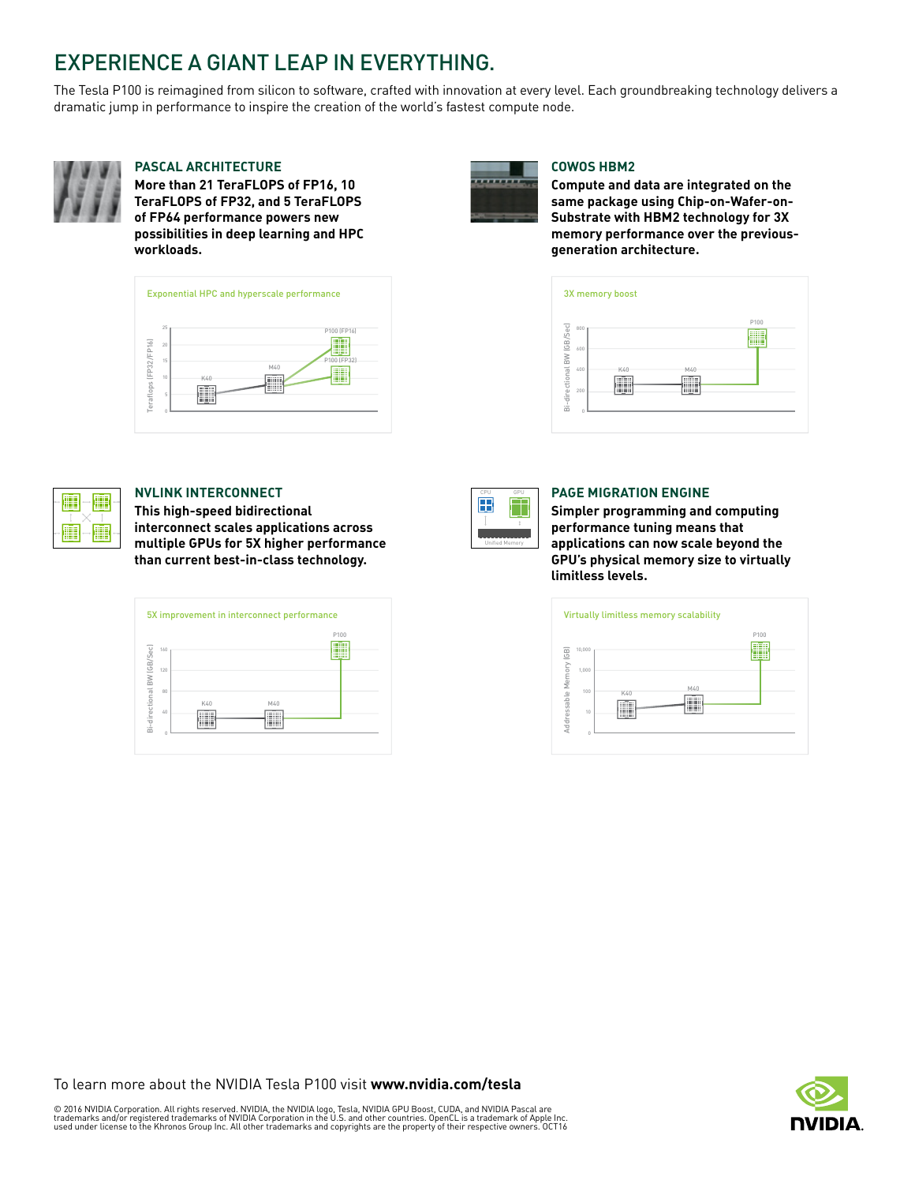# EXPERIENCE A GIANT LEAP IN EVERYTHING.

The Tesla P100 is reimagined from silicon to software, crafted with innovation at every level. Each groundbreaking technology delivers a dramatic jump in performance to inspire the creation of the world's fastest compute node.

## PASCAL ARCHITECTURE

**More than 21 TeraFLOPS of FP16, 10 TeraFLOPS of FP32, and 5 TeraFLOPS of FP64 performance powers new possibilities in deep learning and HPC workloads.**

Exponential HPC and hyperscale performance

Teraflops (FP32/FP16)

0
5
10
15
20
25

K40
M40
P100 (FP16)
P100 (FP32)

## COWOS HBM2

**Compute and data are integrated on the same package using Chip-on-Wafer-on-Substrate with HBM2 technology for 3X memory performance over the previous-generation architecture.**

3X memory boost

Bi-directional BW (GB/Sec)

0
200
400
600
800

K40
M40
P100

## NVLINK INTERCONNECT

**This high-speed bidirectional interconnect scales applications across multiple GPUs for 5X higher performance than current best-in-class technology.**

5X improvement in interconnect performance

Bi-directional BW (GB/Sec)

0
40
80
120
160

K40
M40
P100

## PAGE MIGRATION ENGINE

**Simpler programming and computing performance tuning means that applications can now scale beyond the GPU's physical memory size to virtually limitless levels.**

Virtually limitless memory scalability

Addressable Memory (GB)

0
10
100
1,000
10,000

K40
M40
P100

To learn more about the NVIDIA Tesla P100 visit **www.nvidia.com/tesla**

© 2016 NVIDIA Corporation. All rights reserved. NVIDIA, the NVIDIA logo, Tesla, NVIDIA GPU Boost, CUDA, and NVIDIA Pascal are trademarks and/or registered trademarks of NVIDIA Corporation in the U.S. and other countries. OpenCL is a trademark of Apple Inc. used under license to the Khronos Group Inc. All other trademarks and copyrights are the property of their respective owners. OCT16